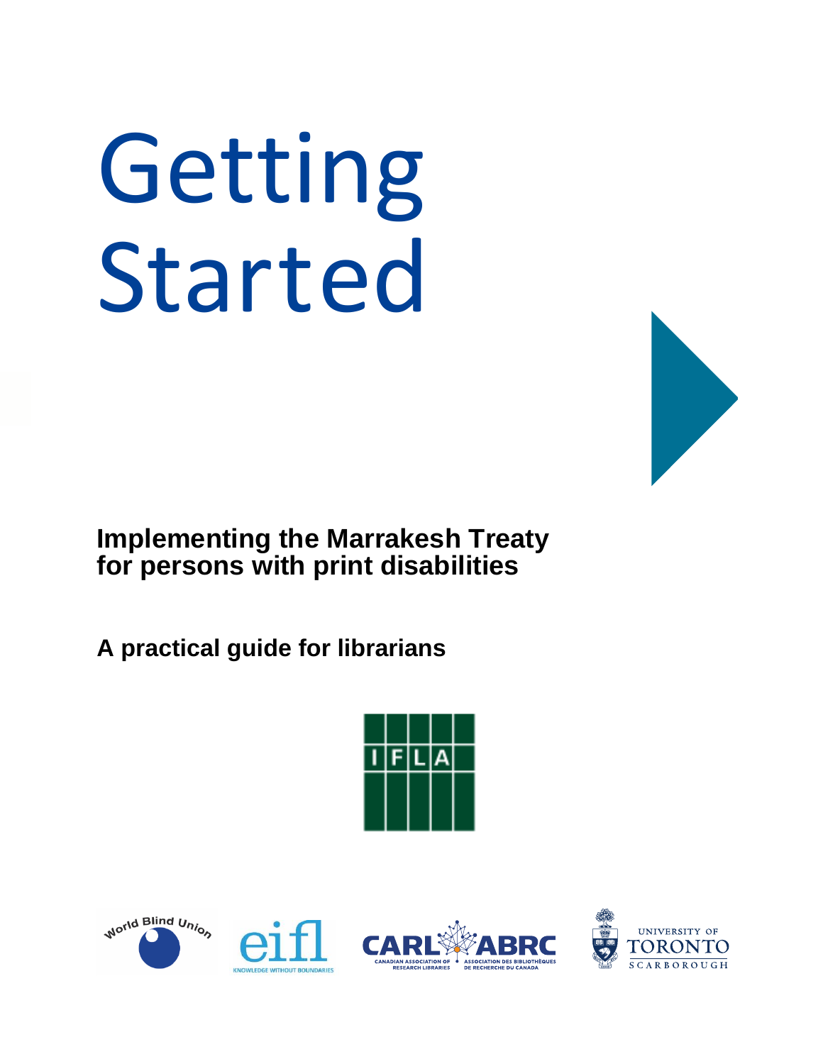# Getting Started

## Implementing the Marrakesh Treaty for persons with print disabilities

### A practical guide for librarians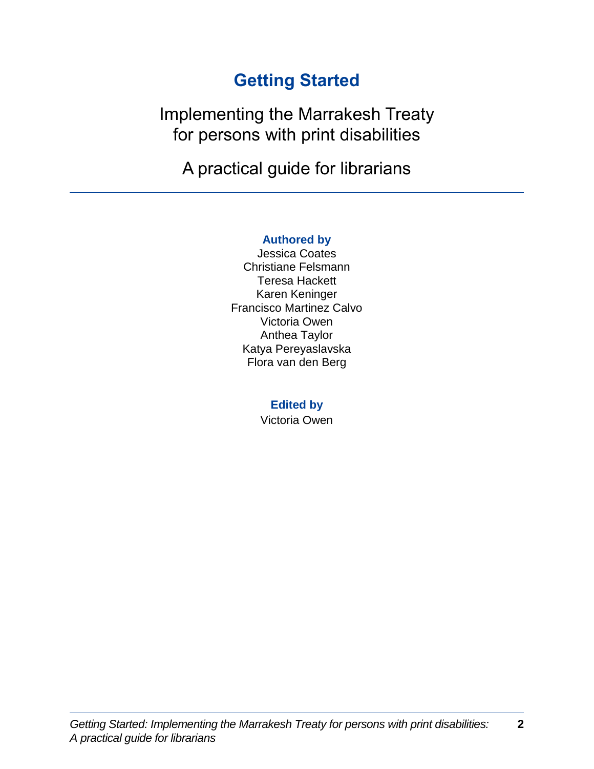# Getting Started

## Implementing the Marrakesh Treaty for persons with print disabilities

## A practical guide for librarians

---

**Authored by**

Jessica Coates
Christiane Felsmann
Teresa Hackett
Karen Keninger
Francisco Martinez Calvo
Victoria Owen
Anthea Taylor
Katya Pereyaslavska
Flora van den Berg

**Edited by**

Victoria Owen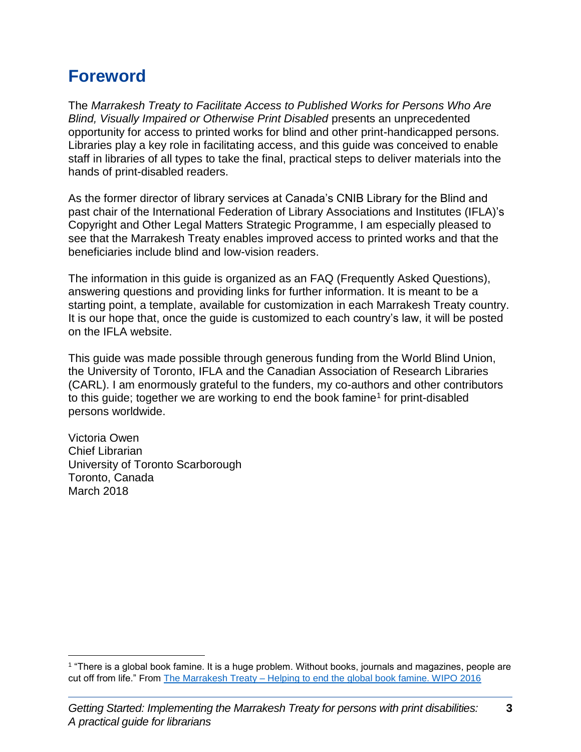# Foreword

The *Marrakesh Treaty to Facilitate Access to Published Works for Persons Who Are Blind, Visually Impaired or Otherwise Print Disabled* presents an unprecedented opportunity for access to printed works for blind and other print-handicapped persons. Libraries play a key role in facilitating access, and this guide was conceived to enable staff in libraries of all types to take the final, practical steps to deliver materials into the hands of print-disabled readers.

As the former director of library services at Canada's CNIB Library for the Blind and past chair of the International Federation of Library Associations and Institutes (IFLA)'s Copyright and Other Legal Matters Strategic Programme, I am especially pleased to see that the Marrakesh Treaty enables improved access to printed works and that the beneficiaries include blind and low-vision readers.

The information in this guide is organized as an FAQ (Frequently Asked Questions), answering questions and providing links for further information. It is meant to be a starting point, a template, available for customization in each Marrakesh Treaty country. It is our hope that, once the guide is customized to each country's law, it will be posted on the IFLA website.

This guide was made possible through generous funding from the World Blind Union, the University of Toronto, IFLA and the Canadian Association of Research Libraries (CARL). I am enormously grateful to the funders, my co-authors and other contributors to this guide; together we are working to end the book famine[1] for print-disabled persons worldwide.

Victoria Owen
Chief Librarian
University of Toronto Scarborough
Toronto, Canada
March 2018

---

[1] "There is a global book famine. It is a huge problem. Without books, journals and magazines, people are cut off from life." From [The Marrakesh Treaty – Helping to end the global book famine. WIPO 2016]()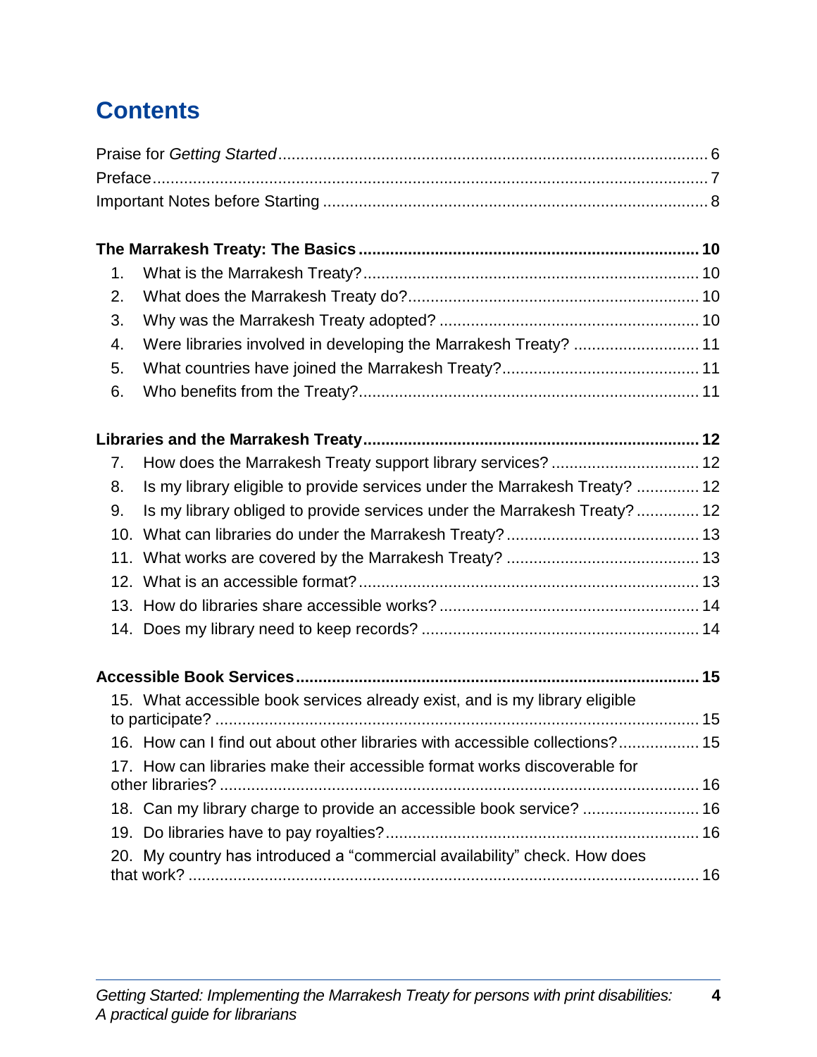# Contents

Praise for *Getting Started* ... 6
Preface ... 7
Important Notes before Starting ... 8

**The Marrakesh Treaty: The Basics ... 10**

1. What is the Marrakesh Treaty? ... 10
2. What does the Marrakesh Treaty do? ... 10
3. Why was the Marrakesh Treaty adopted? ... 10
4. Were libraries involved in developing the Marrakesh Treaty? ... 11
5. What countries have joined the Marrakesh Treaty? ... 11
6. Who benefits from the Treaty? ... 11

**Libraries and the Marrakesh Treaty ... 12**

7. How does the Marrakesh Treaty support library services? ... 12
8. Is my library eligible to provide services under the Marrakesh Treaty? ... 12
9. Is my library obliged to provide services under the Marrakesh Treaty? ... 12
10. What can libraries do under the Marrakesh Treaty? ... 13
11. What works are covered by the Marrakesh Treaty? ... 13
12. What is an accessible format? ... 13
13. How do libraries share accessible works? ... 14
14. Does my library need to keep records? ... 14

**Accessible Book Services ... 15**

15. What accessible book services already exist, and is my library eligible to participate? ... 15
16. How can I find out about other libraries with accessible collections? ... 15
17. How can libraries make their accessible format works discoverable for other libraries? ... 16
18. Can my library charge to provide an accessible book service? ... 16
19. Do libraries have to pay royalties? ... 16
20. My country has introduced a "commercial availability" check. How does that work? ... 16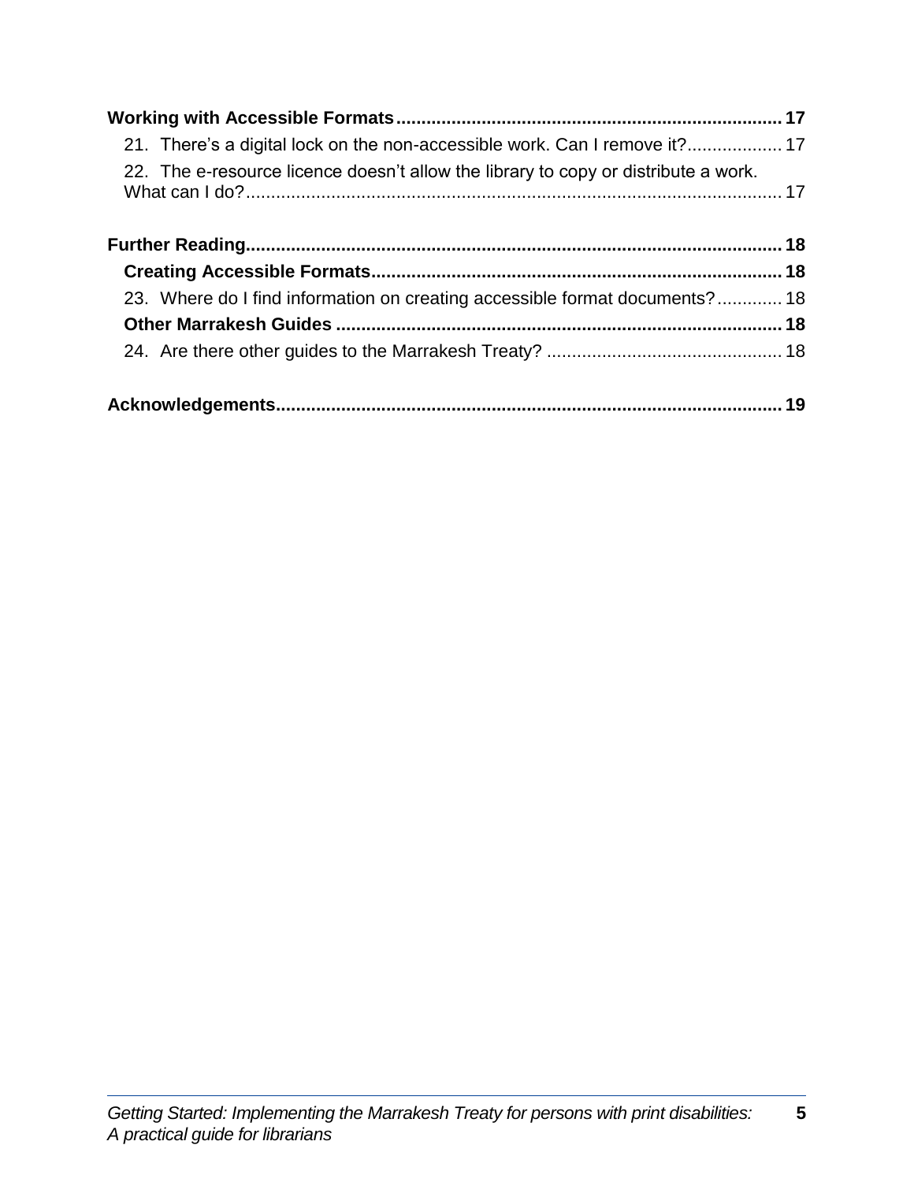**Working with Accessible Formats** ..... **17**

21. There's a digital lock on the non-accessible work. Can I remove it? ..... 17

22. The e-resource licence doesn't allow the library to copy or distribute a work. What can I do? ..... 17

**Further Reading** ..... **18**

**Creating Accessible Formats** ..... **18**

23. Where do I find information on creating accessible format documents? ..... 18

**Other Marrakesh Guides** ..... **18**

24. Are there other guides to the Marrakesh Treaty? ..... 18

**Acknowledgements** ..... **19**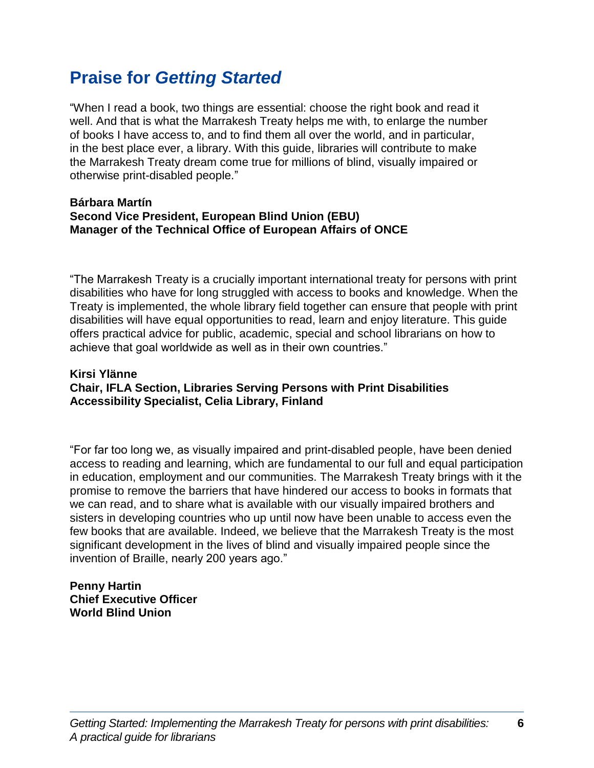## Praise for *Getting Started*

"When I read a book, two things are essential: choose the right book and read it well. And that is what the Marrakesh Treaty helps me with, to enlarge the number of books I have access to, and to find them all over the world, and in particular, in the best place ever, a library. With this guide, libraries will contribute to make the Marrakesh Treaty dream come true for millions of blind, visually impaired or otherwise print-disabled people."

**Bárbara Martín**
**Second Vice President, European Blind Union (EBU)**
**Manager of the Technical Office of European Affairs of ONCE**

"The Marrakesh Treaty is a crucially important international treaty for persons with print disabilities who have for long struggled with access to books and knowledge. When the Treaty is implemented, the whole library field together can ensure that people with print disabilities will have equal opportunities to read, learn and enjoy literature. This guide offers practical advice for public, academic, special and school librarians on how to achieve that goal worldwide as well as in their own countries."

**Kirsi Ylänne**
**Chair, IFLA Section, Libraries Serving Persons with Print Disabilities**
**Accessibility Specialist, Celia Library, Finland**

"For far too long we, as visually impaired and print-disabled people, have been denied access to reading and learning, which are fundamental to our full and equal participation in education, employment and our communities. The Marrakesh Treaty brings with it the promise to remove the barriers that have hindered our access to books in formats that we can read, and to share what is available with our visually impaired brothers and sisters in developing countries who up until now have been unable to access even the few books that are available. Indeed, we believe that the Marrakesh Treaty is the most significant development in the lives of blind and visually impaired people since the invention of Braille, nearly 200 years ago."

**Penny Hartin**
**Chief Executive Officer**
**World Blind Union**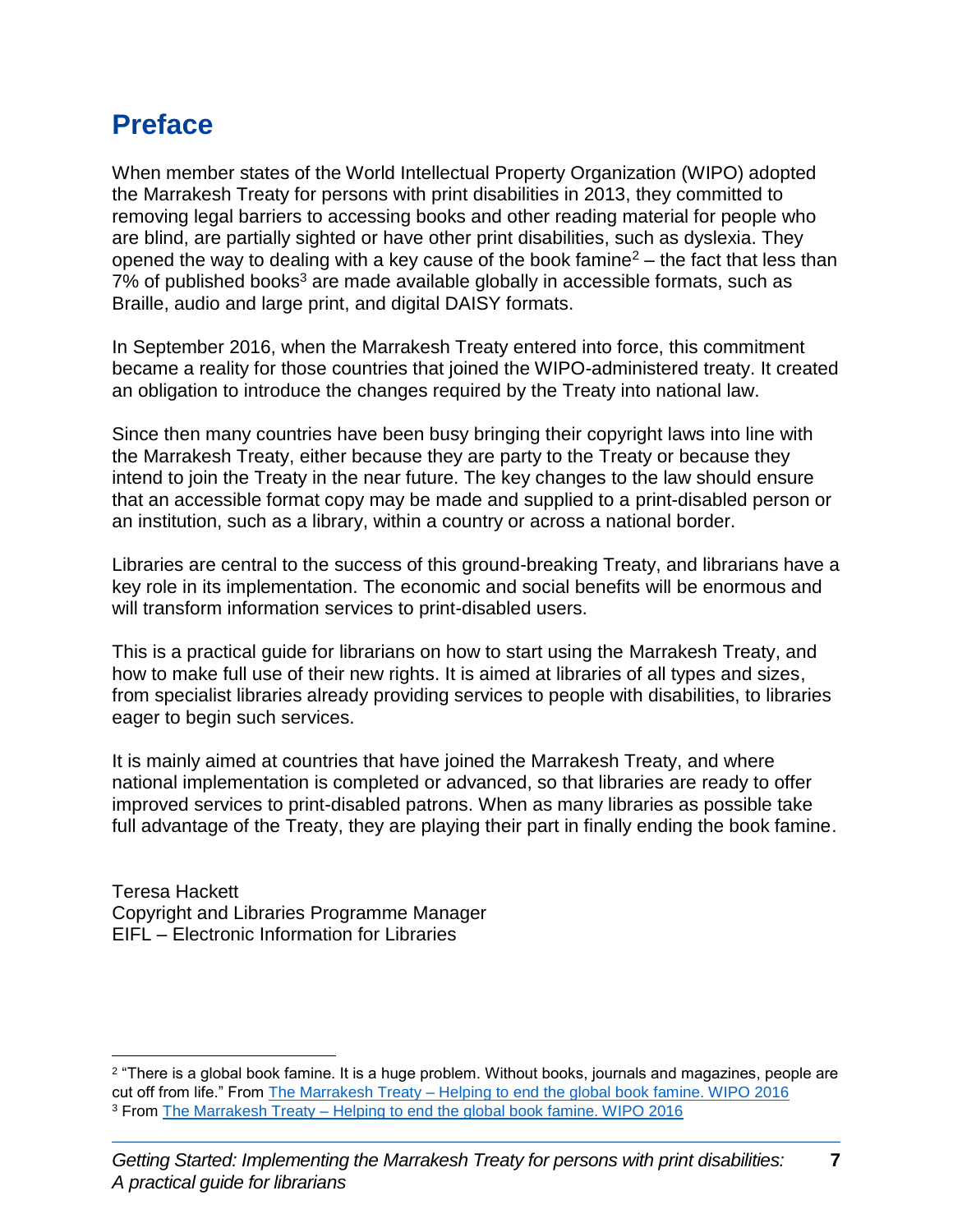# Preface

When member states of the World Intellectual Property Organization (WIPO) adopted the Marrakesh Treaty for persons with print disabilities in 2013, they committed to removing legal barriers to accessing books and other reading material for people who are blind, are partially sighted or have other print disabilities, such as dyslexia. They opened the way to dealing with a key cause of the book famine[2] – the fact that less than 7% of published books[3] are made available globally in accessible formats, such as Braille, audio and large print, and digital DAISY formats.

In September 2016, when the Marrakesh Treaty entered into force, this commitment became a reality for those countries that joined the WIPO-administered treaty. It created an obligation to introduce the changes required by the Treaty into national law.

Since then many countries have been busy bringing their copyright laws into line with the Marrakesh Treaty, either because they are party to the Treaty or because they intend to join the Treaty in the near future. The key changes to the law should ensure that an accessible format copy may be made and supplied to a print-disabled person or an institution, such as a library, within a country or across a national border.

Libraries are central to the success of this ground-breaking Treaty, and librarians have a key role in its implementation. The economic and social benefits will be enormous and will transform information services to print-disabled users.

This is a practical guide for librarians on how to start using the Marrakesh Treaty, and how to make full use of their new rights. It is aimed at libraries of all types and sizes, from specialist libraries already providing services to people with disabilities, to libraries eager to begin such services.

It is mainly aimed at countries that have joined the Marrakesh Treaty, and where national implementation is completed or advanced, so that libraries are ready to offer improved services to print-disabled patrons. When as many libraries as possible take full advantage of the Treaty, they are playing their part in finally ending the book famine.

Teresa Hackett
Copyright and Libraries Programme Manager
EIFL – Electronic Information for Libraries

---

[2] "There is a global book famine. It is a huge problem. Without books, journals and magazines, people are cut off from life." From The Marrakesh Treaty – Helping to end the global book famine. WIPO 2016

[3] From The Marrakesh Treaty – Helping to end the global book famine. WIPO 2016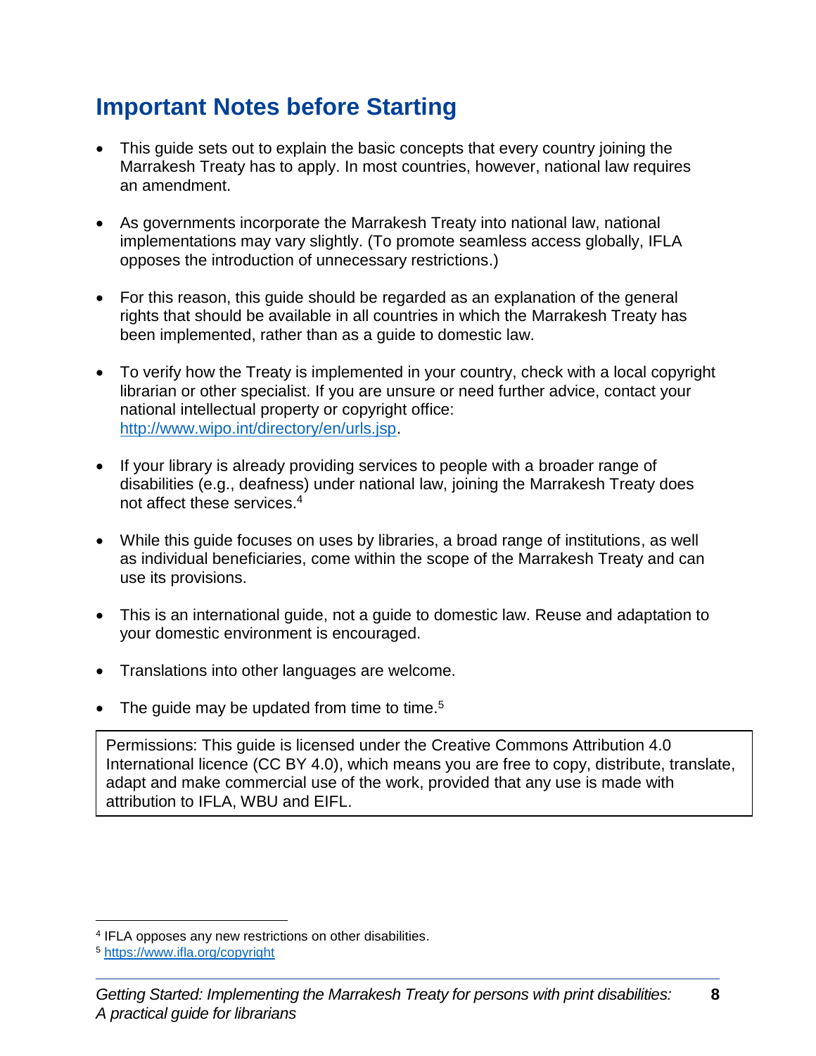## Important Notes before Starting

- This guide sets out to explain the basic concepts that every country joining the Marrakesh Treaty has to apply. In most countries, however, national law requires an amendment.
- As governments incorporate the Marrakesh Treaty into national law, national implementations may vary slightly. (To promote seamless access globally, IFLA opposes the introduction of unnecessary restrictions.)
- For this reason, this guide should be regarded as an explanation of the general rights that should be available in all countries in which the Marrakesh Treaty has been implemented, rather than as a guide to domestic law.
- To verify how the Treaty is implemented in your country, check with a local copyright librarian or other specialist. If you are unsure or need further advice, contact your national intellectual property or copyright office: http://www.wipo.int/directory/en/urls.jsp.
- If your library is already providing services to people with a broader range of disabilities (e.g., deafness) under national law, joining the Marrakesh Treaty does not affect these services.[4]
- While this guide focuses on uses by libraries, a broad range of institutions, as well as individual beneficiaries, come within the scope of the Marrakesh Treaty and can use its provisions.
- This is an international guide, not a guide to domestic law. Reuse and adaptation to your domestic environment is encouraged.
- Translations into other languages are welcome.
- The guide may be updated from time to time.[5]

> Permissions: This guide is licensed under the Creative Commons Attribution 4.0 International licence (CC BY 4.0), which means you are free to copy, distribute, translate, adapt and make commercial use of the work, provided that any use is made with attribution to IFLA, WBU and EIFL.

---

[4] IFLA opposes any new restrictions on other disabilities.

[5] https://www.ifla.org/copyright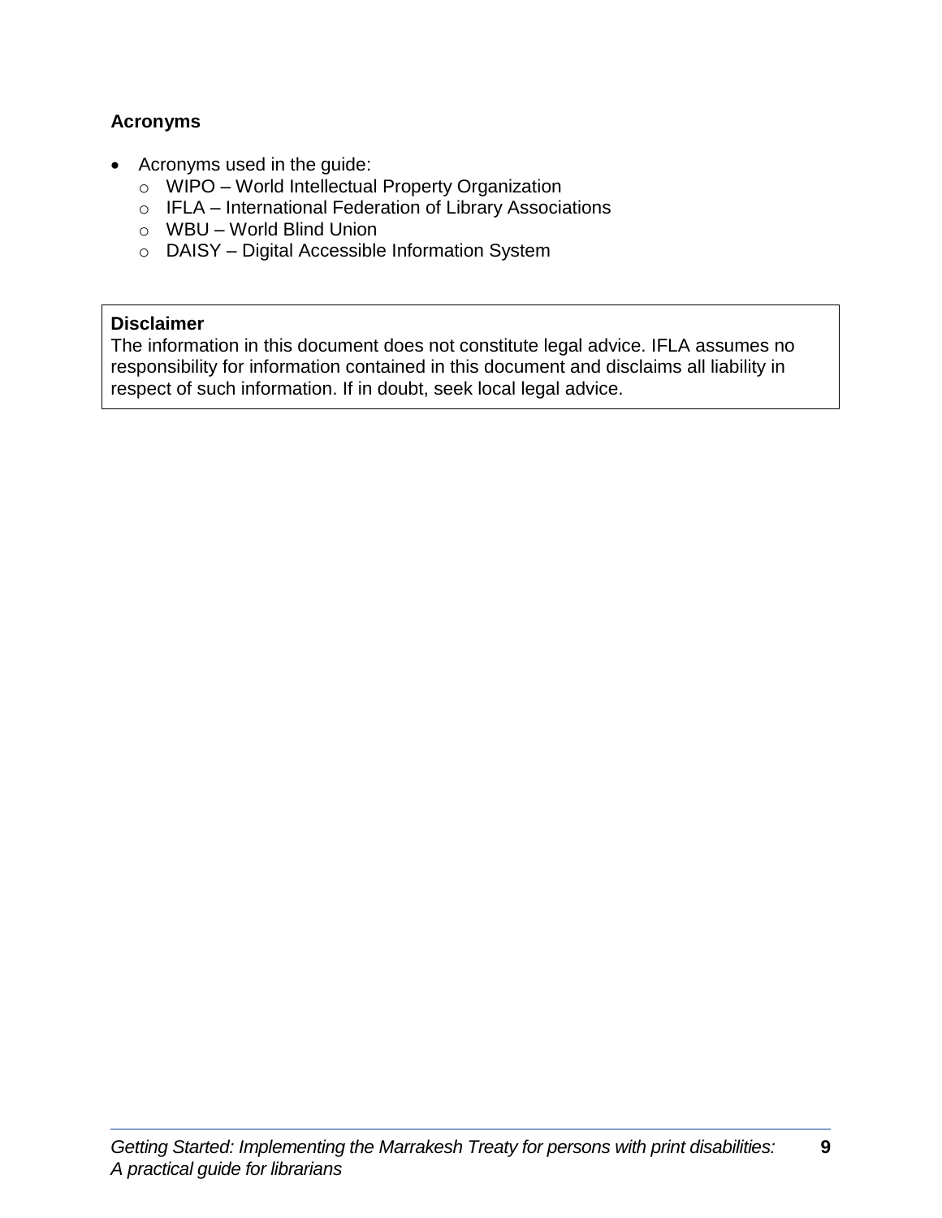### Acronyms

- Acronyms used in the guide:
  - WIPO – World Intellectual Property Organization
  - IFLA – International Federation of Library Associations
  - WBU – World Blind Union
  - DAISY – Digital Accessible Information System

**Disclaimer**
The information in this document does not constitute legal advice. IFLA assumes no responsibility for information contained in this document and disclaims all liability in respect of such information. If in doubt, seek local legal advice.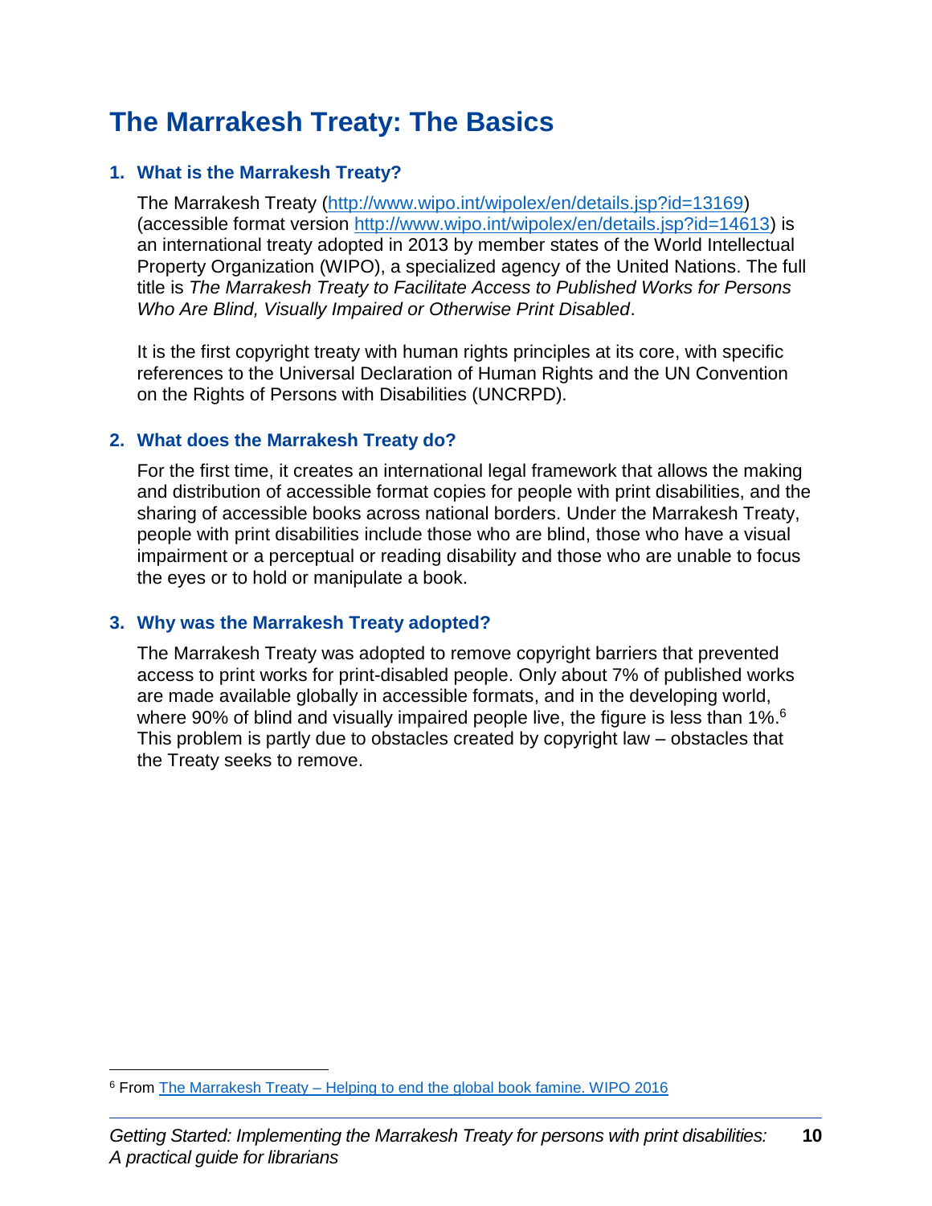# The Marrakesh Treaty: The Basics

### 1. What is the Marrakesh Treaty?

The Marrakesh Treaty (http://www.wipo.int/wipolex/en/details.jsp?id=13169) (accessible format version http://www.wipo.int/wipolex/en/details.jsp?id=14613) is an international treaty adopted in 2013 by member states of the World Intellectual Property Organization (WIPO), a specialized agency of the United Nations. The full title is *The Marrakesh Treaty to Facilitate Access to Published Works for Persons Who Are Blind, Visually Impaired or Otherwise Print Disabled*.

It is the first copyright treaty with human rights principles at its core, with specific references to the Universal Declaration of Human Rights and the UN Convention on the Rights of Persons with Disabilities (UNCRPD).

### 2. What does the Marrakesh Treaty do?

For the first time, it creates an international legal framework that allows the making and distribution of accessible format copies for people with print disabilities, and the sharing of accessible books across national borders. Under the Marrakesh Treaty, people with print disabilities include those who are blind, those who have a visual impairment or a perceptual or reading disability and those who are unable to focus the eyes or to hold or manipulate a book.

### 3. Why was the Marrakesh Treaty adopted?

The Marrakesh Treaty was adopted to remove copyright barriers that prevented access to print works for print-disabled people. Only about 7% of published works are made available globally in accessible formats, and in the developing world, where 90% of blind and visually impaired people live, the figure is less than 1%.[6] This problem is partly due to obstacles created by copyright law – obstacles that the Treaty seeks to remove.

---

[6] From The Marrakesh Treaty – Helping to end the global book famine. WIPO 2016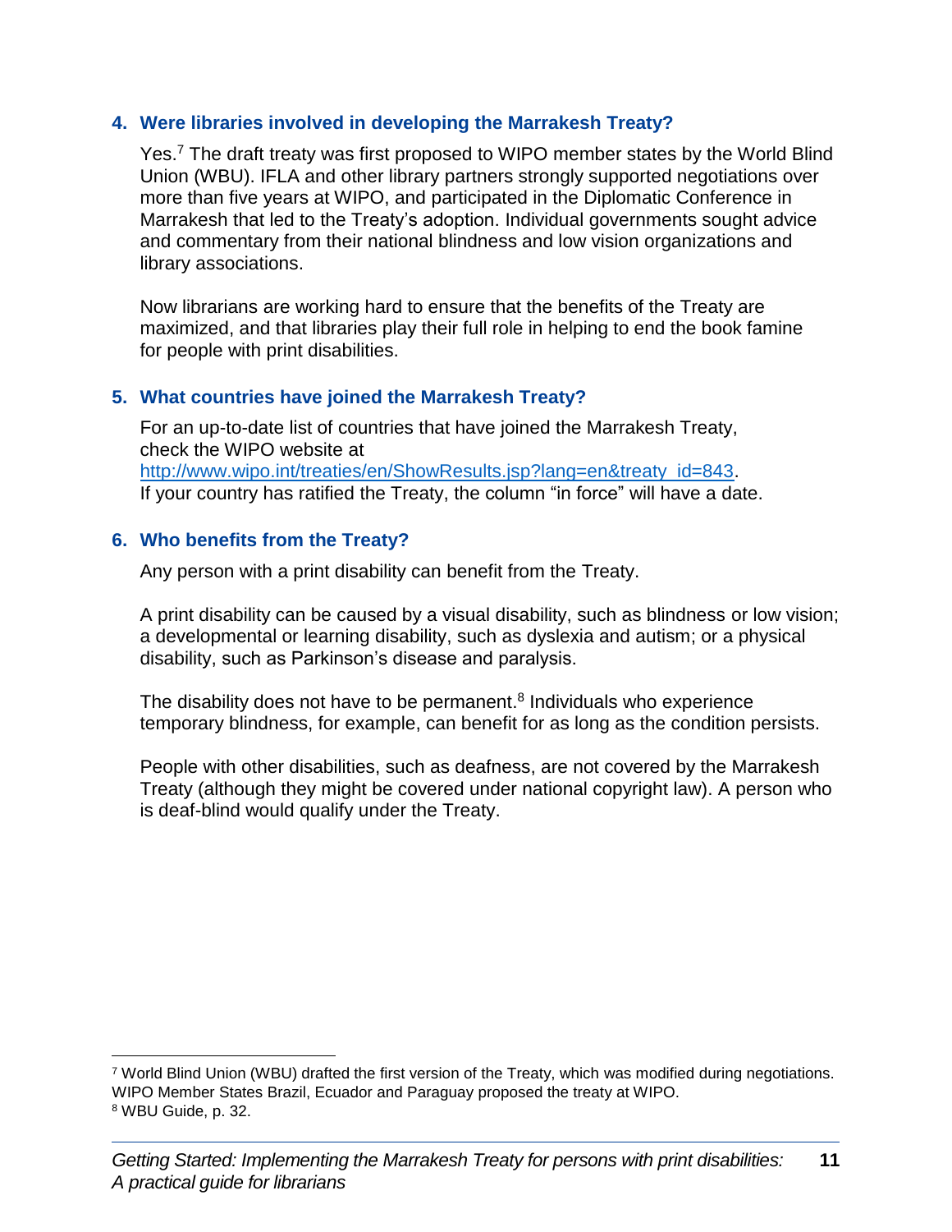### 4. Were libraries involved in developing the Marrakesh Treaty?

Yes.[7] The draft treaty was first proposed to WIPO member states by the World Blind Union (WBU). IFLA and other library partners strongly supported negotiations over more than five years at WIPO, and participated in the Diplomatic Conference in Marrakesh that led to the Treaty's adoption. Individual governments sought advice and commentary from their national blindness and low vision organizations and library associations.

Now librarians are working hard to ensure that the benefits of the Treaty are maximized, and that libraries play their full role in helping to end the book famine for people with print disabilities.

### 5. What countries have joined the Marrakesh Treaty?

For an up-to-date list of countries that have joined the Marrakesh Treaty, check the WIPO website at [http://www.wipo.int/treaties/en/ShowResults.jsp?lang=en&treaty_id=843](http://www.wipo.int/treaties/en/ShowResults.jsp?lang=en&treaty_id=843). If your country has ratified the Treaty, the column "in force" will have a date.

### 6. Who benefits from the Treaty?

Any person with a print disability can benefit from the Treaty.

A print disability can be caused by a visual disability, such as blindness or low vision; a developmental or learning disability, such as dyslexia and autism; or a physical disability, such as Parkinson's disease and paralysis.

The disability does not have to be permanent.[8] Individuals who experience temporary blindness, for example, can benefit for as long as the condition persists.

People with other disabilities, such as deafness, are not covered by the Marrakesh Treaty (although they might be covered under national copyright law). A person who is deaf-blind would qualify under the Treaty.

---

[7] World Blind Union (WBU) drafted the first version of the Treaty, which was modified during negotiations. WIPO Member States Brazil, Ecuador and Paraguay proposed the treaty at WIPO.

[8] WBU Guide, p. 32.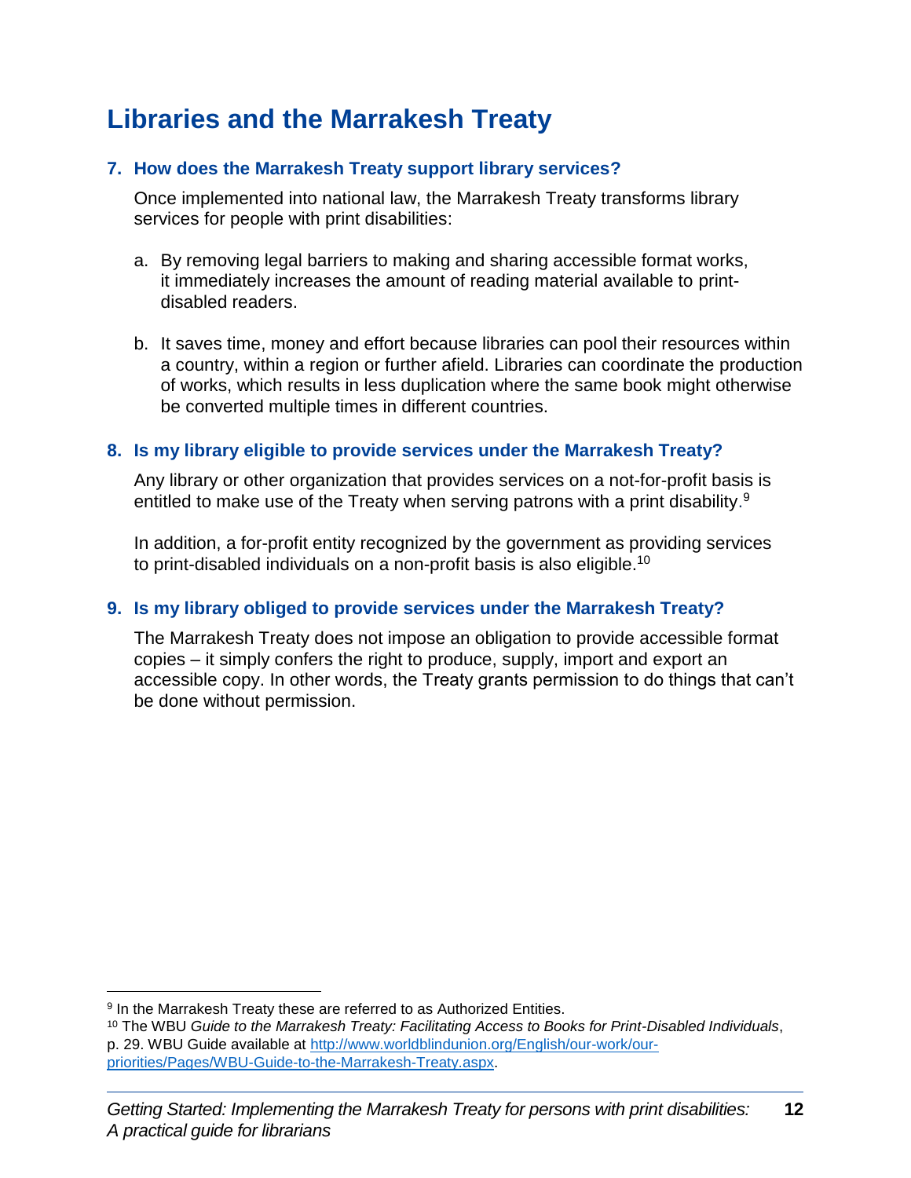# Libraries and the Marrakesh Treaty

### 7. How does the Marrakesh Treaty support library services?

Once implemented into national law, the Marrakesh Treaty transforms library services for people with print disabilities:

a. By removing legal barriers to making and sharing accessible format works, it immediately increases the amount of reading material available to print-disabled readers.

b. It saves time, money and effort because libraries can pool their resources within a country, within a region or further afield. Libraries can coordinate the production of works, which results in less duplication where the same book might otherwise be converted multiple times in different countries.

### 8. Is my library eligible to provide services under the Marrakesh Treaty?

Any library or other organization that provides services on a not-for-profit basis is entitled to make use of the Treaty when serving patrons with a print disability.[9]

In addition, a for-profit entity recognized by the government as providing services to print-disabled individuals on a non-profit basis is also eligible.[10]

### 9. Is my library obliged to provide services under the Marrakesh Treaty?

The Marrakesh Treaty does not impose an obligation to provide accessible format copies – it simply confers the right to produce, supply, import and export an accessible copy. In other words, the Treaty grants permission to do things that can't be done without permission.

---

[9] In the Marrakesh Treaty these are referred to as Authorized Entities.

[10] The WBU *Guide to the Marrakesh Treaty: Facilitating Access to Books for Print-Disabled Individuals*, p. 29. WBU Guide available at http://www.worldblindunion.org/English/our-work/our-priorities/Pages/WBU-Guide-to-the-Marrakesh-Treaty.aspx.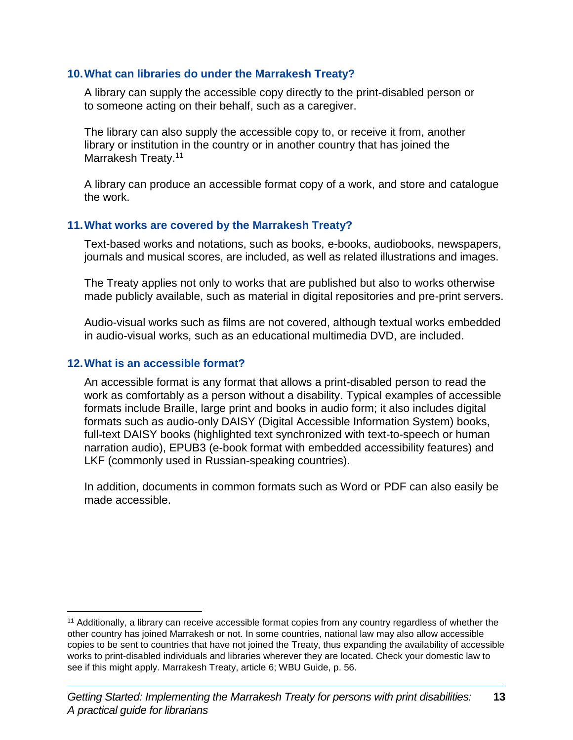### 10. What can libraries do under the Marrakesh Treaty?

A library can supply the accessible copy directly to the print-disabled person or to someone acting on their behalf, such as a caregiver.

The library can also supply the accessible copy to, or receive it from, another library or institution in the country or in another country that has joined the Marrakesh Treaty.[11]

A library can produce an accessible format copy of a work, and store and catalogue the work.

### 11. What works are covered by the Marrakesh Treaty?

Text-based works and notations, such as books, e-books, audiobooks, newspapers, journals and musical scores, are included, as well as related illustrations and images.

The Treaty applies not only to works that are published but also to works otherwise made publicly available, such as material in digital repositories and pre-print servers.

Audio-visual works such as films are not covered, although textual works embedded in audio-visual works, such as an educational multimedia DVD, are included.

### 12. What is an accessible format?

An accessible format is any format that allows a print-disabled person to read the work as comfortably as a person without a disability. Typical examples of accessible formats include Braille, large print and books in audio form; it also includes digital formats such as audio-only DAISY (Digital Accessible Information System) books, full-text DAISY books (highlighted text synchronized with text-to-speech or human narration audio), EPUB3 (e-book format with embedded accessibility features) and LKF (commonly used in Russian-speaking countries).

In addition, documents in common formats such as Word or PDF can also easily be made accessible.

---

[11] Additionally, a library can receive accessible format copies from any country regardless of whether the other country has joined Marrakesh or not. In some countries, national law may also allow accessible copies to be sent to countries that have not joined the Treaty, thus expanding the availability of accessible works to print-disabled individuals and libraries wherever they are located. Check your domestic law to see if this might apply. Marrakesh Treaty, article 6; WBU Guide, p. 56.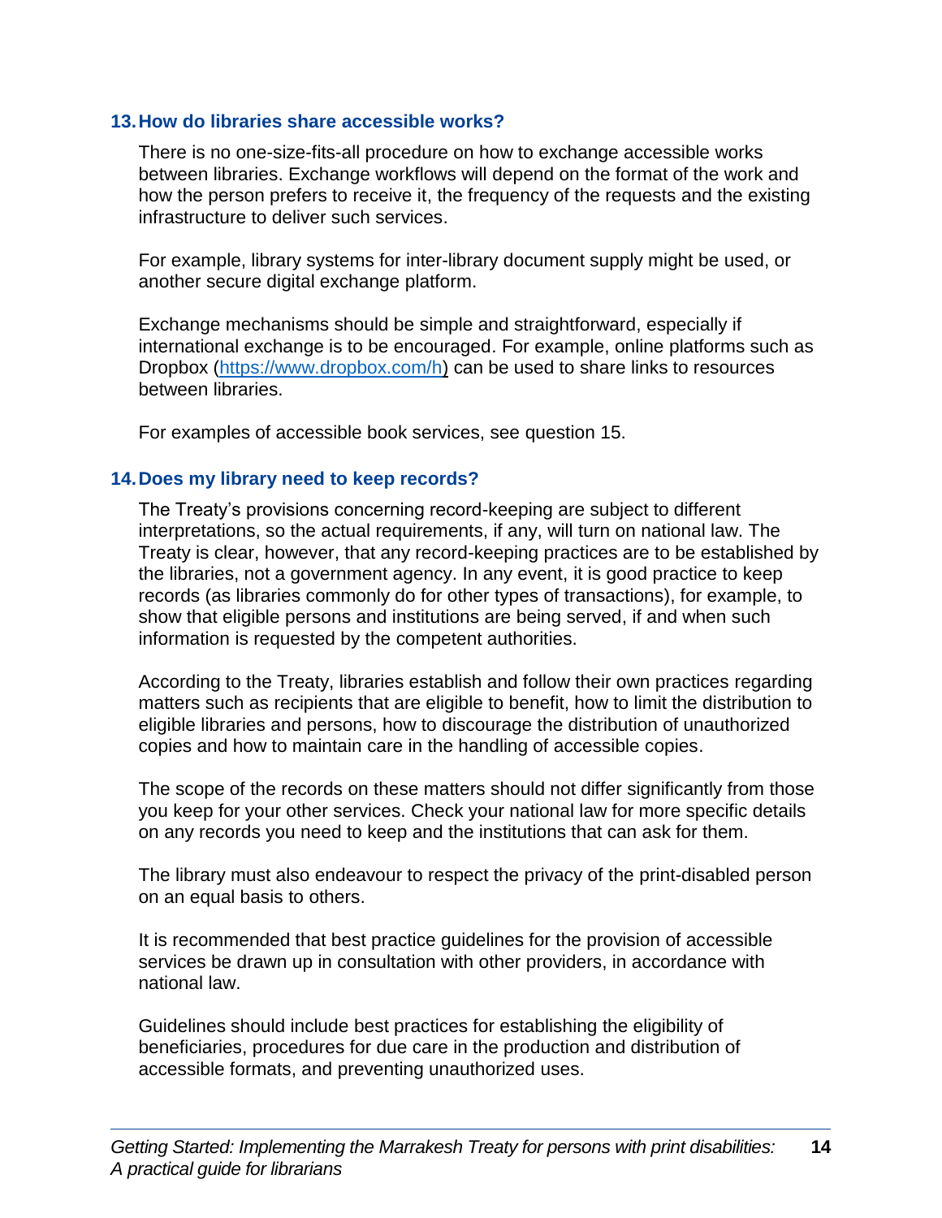## 13. How do libraries share accessible works?

There is no one-size-fits-all procedure on how to exchange accessible works between libraries. Exchange workflows will depend on the format of the work and how the person prefers to receive it, the frequency of the requests and the existing infrastructure to deliver such services.

For example, library systems for inter-library document supply might be used, or another secure digital exchange platform.

Exchange mechanisms should be simple and straightforward, especially if international exchange is to be encouraged. For example, online platforms such as Dropbox ([https://www.dropbox.com/h](https://www.dropbox.com/h)) can be used to share links to resources between libraries.

For examples of accessible book services, see question 15.

## 14. Does my library need to keep records?

The Treaty's provisions concerning record-keeping are subject to different interpretations, so the actual requirements, if any, will turn on national law. The Treaty is clear, however, that any record-keeping practices are to be established by the libraries, not a government agency. In any event, it is good practice to keep records (as libraries commonly do for other types of transactions), for example, to show that eligible persons and institutions are being served, if and when such information is requested by the competent authorities.

According to the Treaty, libraries establish and follow their own practices regarding matters such as recipients that are eligible to benefit, how to limit the distribution to eligible libraries and persons, how to discourage the distribution of unauthorized copies and how to maintain care in the handling of accessible copies.

The scope of the records on these matters should not differ significantly from those you keep for your other services. Check your national law for more specific details on any records you need to keep and the institutions that can ask for them.

The library must also endeavour to respect the privacy of the print-disabled person on an equal basis to others.

It is recommended that best practice guidelines for the provision of accessible services be drawn up in consultation with other providers, in accordance with national law.

Guidelines should include best practices for establishing the eligibility of beneficiaries, procedures for due care in the production and distribution of accessible formats, and preventing unauthorized uses.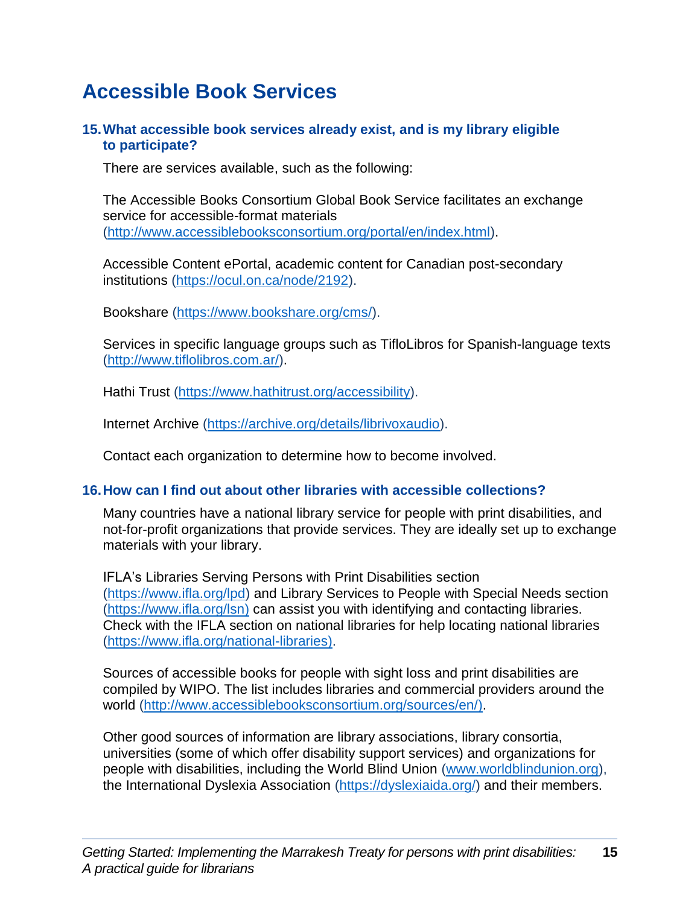# Accessible Book Services

### 15. What accessible book services already exist, and is my library eligible to participate?

There are services available, such as the following:

The Accessible Books Consortium Global Book Service facilitates an exchange service for accessible-format materials (http://www.accessiblebooksconsortium.org/portal/en/index.html).

Accessible Content ePortal, academic content for Canadian post-secondary institutions (https://ocul.on.ca/node/2192).

Bookshare (https://www.bookshare.org/cms/).

Services in specific language groups such as TifloLibros for Spanish-language texts (http://www.tiflolibros.com.ar/).

Hathi Trust (https://www.hathitrust.org/accessibility).

Internet Archive (https://archive.org/details/librivoxaudio).

Contact each organization to determine how to become involved.

### 16. How can I find out about other libraries with accessible collections?

Many countries have a national library service for people with print disabilities, and not-for-profit organizations that provide services. They are ideally set up to exchange materials with your library.

IFLA's Libraries Serving Persons with Print Disabilities section (https://www.ifla.org/lpd) and Library Services to People with Special Needs section (https://www.ifla.org/lsn) can assist you with identifying and contacting libraries. Check with the IFLA section on national libraries for help locating national libraries (https://www.ifla.org/national-libraries).

Sources of accessible books for people with sight loss and print disabilities are compiled by WIPO. The list includes libraries and commercial providers around the world (http://www.accessiblebooksconsortium.org/sources/en/).

Other good sources of information are library associations, library consortia, universities (some of which offer disability support services) and organizations for people with disabilities, including the World Blind Union (www.worldblindunion.org), the International Dyslexia Association (https://dyslexiaida.org/) and their members.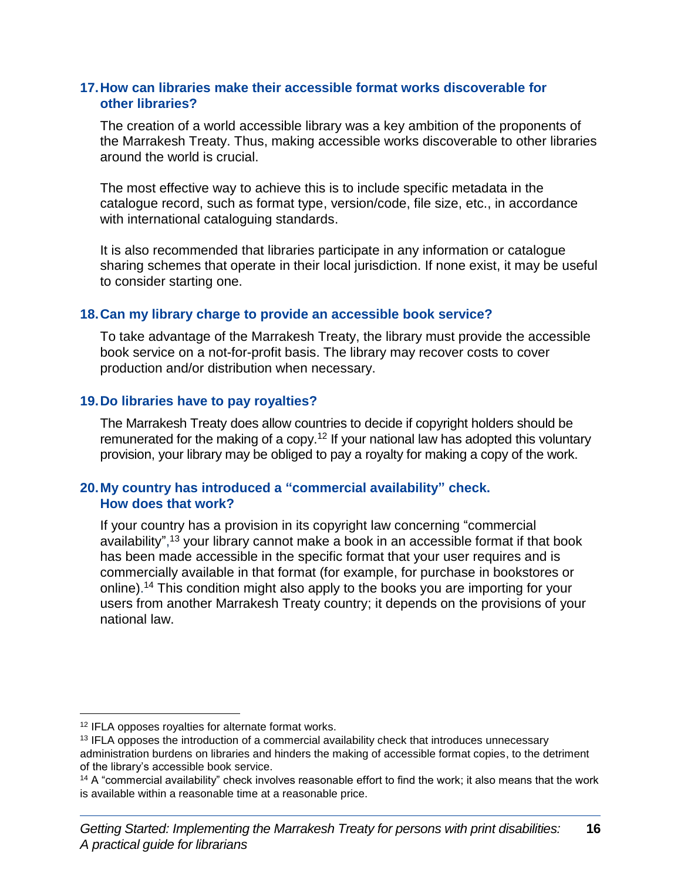### 17. How can libraries make their accessible format works discoverable for other libraries?

The creation of a world accessible library was a key ambition of the proponents of the Marrakesh Treaty. Thus, making accessible works discoverable to other libraries around the world is crucial.

The most effective way to achieve this is to include specific metadata in the catalogue record, such as format type, version/code, file size, etc., in accordance with international cataloguing standards.

It is also recommended that libraries participate in any information or catalogue sharing schemes that operate in their local jurisdiction. If none exist, it may be useful to consider starting one.

### 18. Can my library charge to provide an accessible book service?

To take advantage of the Marrakesh Treaty, the library must provide the accessible book service on a not-for-profit basis. The library may recover costs to cover production and/or distribution when necessary.

### 19. Do libraries have to pay royalties?

The Marrakesh Treaty does allow countries to decide if copyright holders should be remunerated for the making of a copy.[12] If your national law has adopted this voluntary provision, your library may be obliged to pay a royalty for making a copy of the work.

### 20. My country has introduced a "commercial availability" check. How does that work?

If your country has a provision in its copyright law concerning "commercial availability",[13] your library cannot make a book in an accessible format if that book has been made accessible in the specific format that your user requires and is commercially available in that format (for example, for purchase in bookstores or online).[14] This condition might also apply to the books you are importing for your users from another Marrakesh Treaty country; it depends on the provisions of your national law.

---

[12] IFLA opposes royalties for alternate format works.

[13] IFLA opposes the introduction of a commercial availability check that introduces unnecessary administration burdens on libraries and hinders the making of accessible format copies, to the detriment of the library's accessible book service.

[14] A "commercial availability" check involves reasonable effort to find the work; it also means that the work is available within a reasonable time at a reasonable price.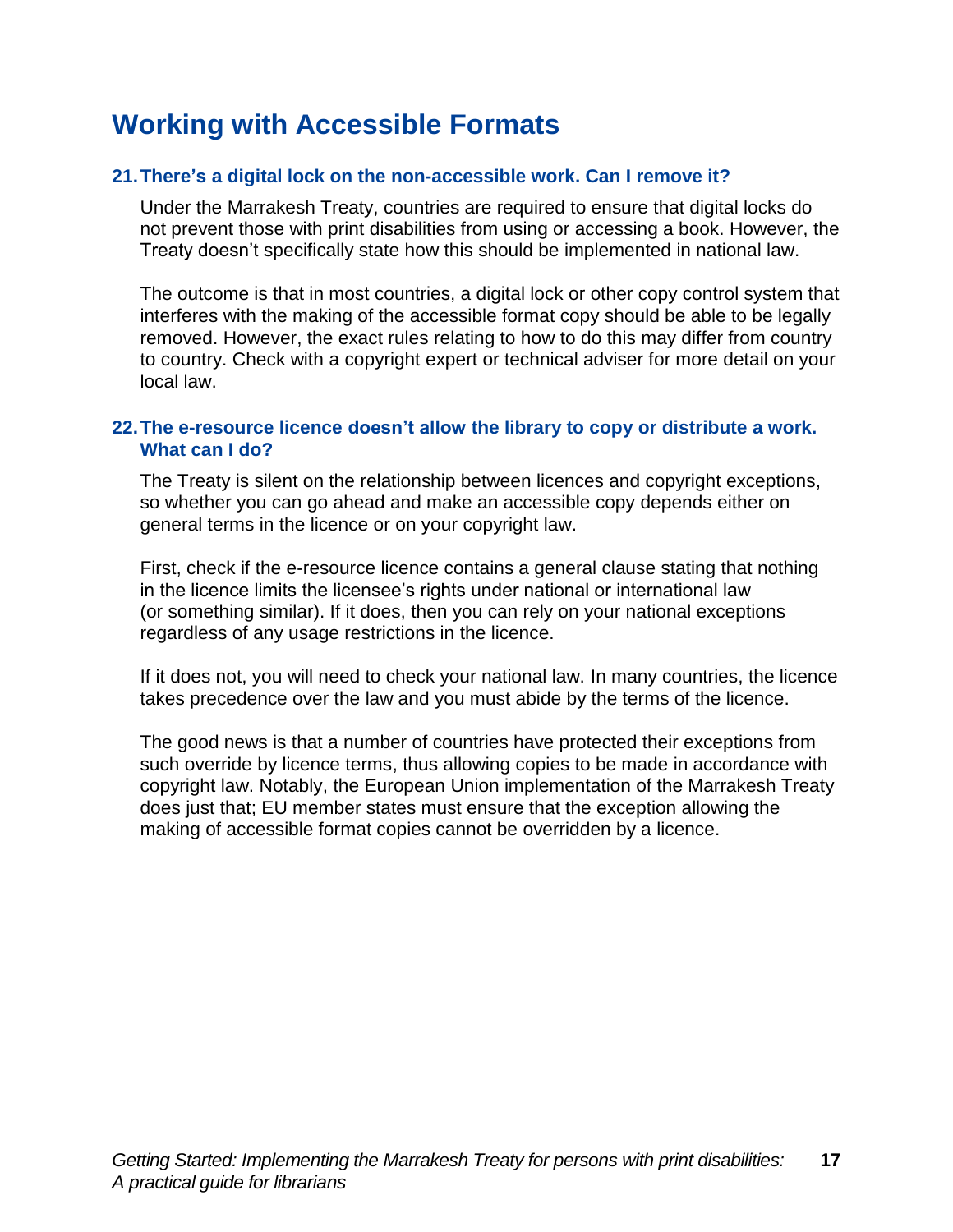## Working with Accessible Formats

### 21. There's a digital lock on the non-accessible work. Can I remove it?

Under the Marrakesh Treaty, countries are required to ensure that digital locks do not prevent those with print disabilities from using or accessing a book. However, the Treaty doesn't specifically state how this should be implemented in national law.

The outcome is that in most countries, a digital lock or other copy control system that interferes with the making of the accessible format copy should be able to be legally removed. However, the exact rules relating to how to do this may differ from country to country. Check with a copyright expert or technical adviser for more detail on your local law.

### 22. The e-resource licence doesn't allow the library to copy or distribute a work. What can I do?

The Treaty is silent on the relationship between licences and copyright exceptions, so whether you can go ahead and make an accessible copy depends either on general terms in the licence or on your copyright law.

First, check if the e-resource licence contains a general clause stating that nothing in the licence limits the licensee's rights under national or international law (or something similar). If it does, then you can rely on your national exceptions regardless of any usage restrictions in the licence.

If it does not, you will need to check your national law. In many countries, the licence takes precedence over the law and you must abide by the terms of the licence.

The good news is that a number of countries have protected their exceptions from such override by licence terms, thus allowing copies to be made in accordance with copyright law. Notably, the European Union implementation of the Marrakesh Treaty does just that; EU member states must ensure that the exception allowing the making of accessible format copies cannot be overridden by a licence.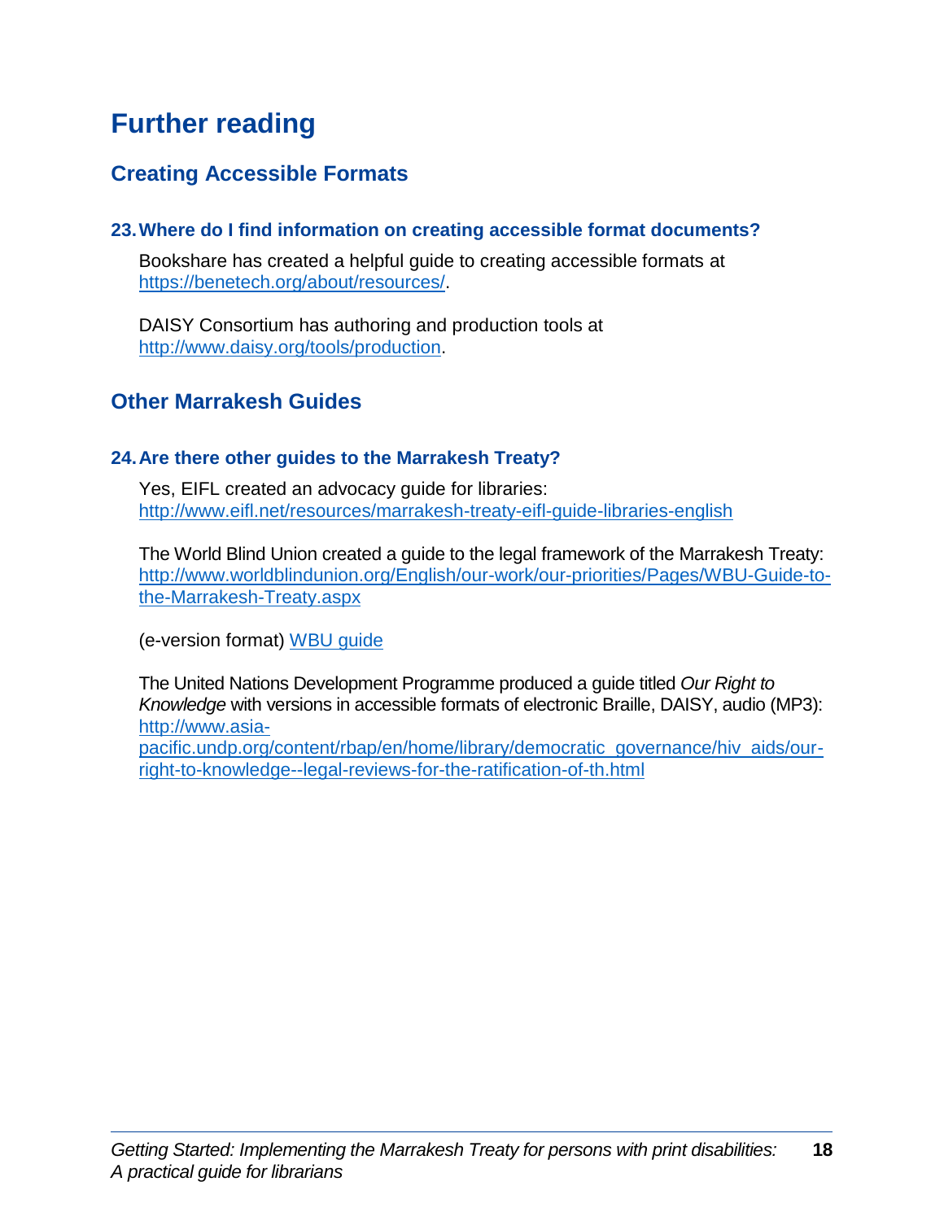# Further reading

## Creating Accessible Formats

### 23. Where do I find information on creating accessible format documents?

Bookshare has created a helpful guide to creating accessible formats at https://benetech.org/about/resources/.

DAISY Consortium has authoring and production tools at http://www.daisy.org/tools/production.

## Other Marrakesh Guides

### 24. Are there other guides to the Marrakesh Treaty?

Yes, EIFL created an advocacy guide for libraries: http://www.eifl.net/resources/marrakesh-treaty-eifl-guide-libraries-english

The World Blind Union created a guide to the legal framework of the Marrakesh Treaty: http://www.worldblindunion.org/English/our-work/our-priorities/Pages/WBU-Guide-to-the-Marrakesh-Treaty.aspx

(e-version format) WBU guide

The United Nations Development Programme produced a guide titled *Our Right to Knowledge* with versions in accessible formats of electronic Braille, DAISY, audio (MP3): http://www.asia-pacific.undp.org/content/rbap/en/home/library/democratic_governance/hiv_aids/our-right-to-knowledge--legal-reviews-for-the-ratification-of-th.html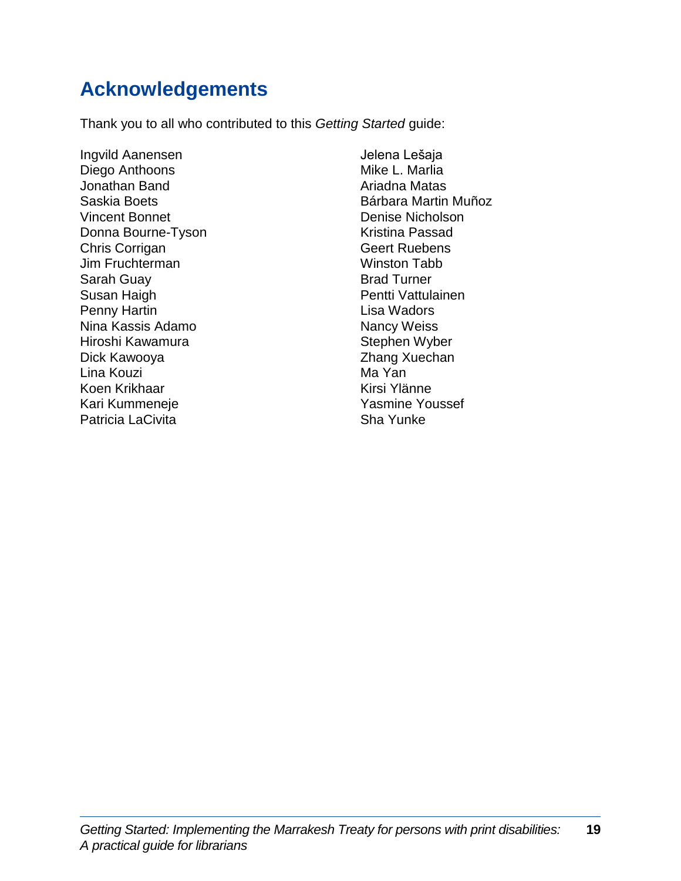## Acknowledgements

Thank you to all who contributed to this *Getting Started* guide:

Ingvild Aanensen
Diego Anthoons
Jonathan Band
Saskia Boets
Vincent Bonnet
Donna Bourne-Tyson
Chris Corrigan
Jim Fruchterman
Sarah Guay
Susan Haigh
Penny Hartin
Nina Kassis Adamo
Hiroshi Kawamura
Dick Kawooya
Lina Kouzi
Koen Krikhaar
Kari Kummeneje
Patricia LaCivita
Jelena Lešaja
Mike L. Marlia
Ariadna Matas
Bárbara Martin Muñoz
Denise Nicholson
Kristina Passad
Geert Ruebens
Winston Tabb
Brad Turner
Pentti Vattulainen
Lisa Wadors
Nancy Weiss
Stephen Wyber
Zhang Xuechan
Ma Yan
Kirsi Ylänne
Yasmine Youssef
Sha Yunke